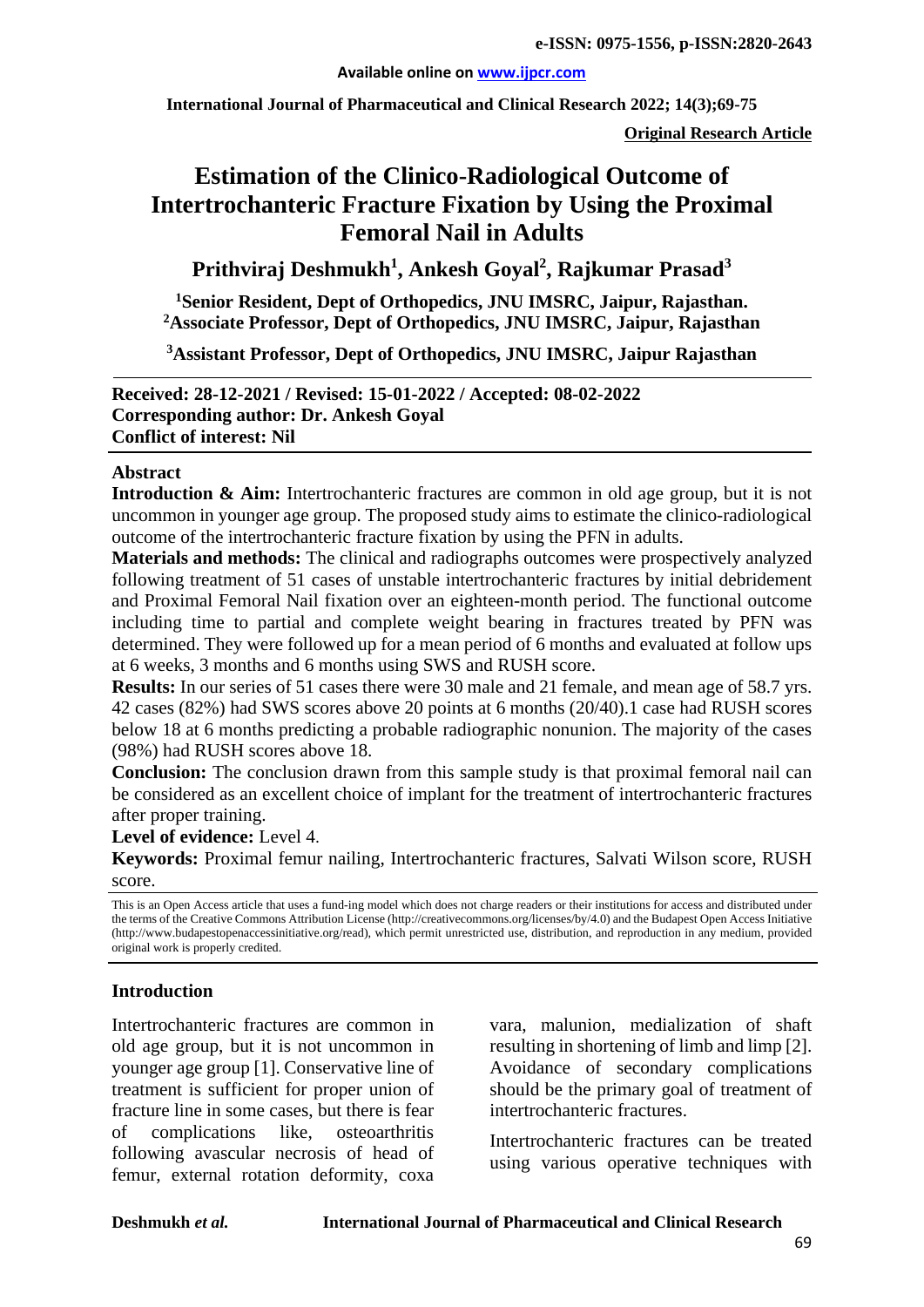# Estimation of the Clinico-Radiological Outcome of Intertrochanteric Fracture Fixation by Using the Proximal Femoral Nail in Adults

**Prithviraj Deshmukh[1], Ankesh Goyal[2], Rajkumar Prasad[3]**

[1]Senior Resident, Dept of Orthopedics, JNU IMSRC, Jaipur, Rajasthan.
[2]Associate Professor, Dept of Orthopedics, JNU IMSRC, Jaipur, Rajasthan

[3]Assistant Professor, Dept of Orthopedics, JNU IMSRC, Jaipur Rajasthan

**Received: 28-12-2021 / Revised: 15-01-2022 / Accepted: 08-02-2022**
**Corresponding author: Dr. Ankesh Goyal**
**Conflict of interest: Nil**

## Abstract

**Introduction & Aim:** Intertrochanteric fractures are common in old age group, but it is not uncommon in younger age group. The proposed study aims to estimate the clinico-radiological outcome of the intertrochanteric fracture fixation by using the PFN in adults.

**Materials and methods:** The clinical and radiographs outcomes were prospectively analyzed following treatment of 51 cases of unstable intertrochanteric fractures by initial debridement and Proximal Femoral Nail fixation over an eighteen-month period. The functional outcome including time to partial and complete weight bearing in fractures treated by PFN was determined. They were followed up for a mean period of 6 months and evaluated at follow ups at 6 weeks, 3 months and 6 months using SWS and RUSH score.

**Results:** In our series of 51 cases there were 30 male and 21 female, and mean age of 58.7 yrs. 42 cases (82%) had SWS scores above 20 points at 6 months (20/40).1 case had RUSH scores below 18 at 6 months predicting a probable radiographic nonunion. The majority of the cases (98%) had RUSH scores above 18.

**Conclusion:** The conclusion drawn from this sample study is that proximal femoral nail can be considered as an excellent choice of implant for the treatment of intertrochanteric fractures after proper training.

**Level of evidence:** Level 4.

**Keywords:** Proximal femur nailing, Intertrochanteric fractures, Salvati Wilson score, RUSH score.

This is an Open Access article that uses a fund-ing model which does not charge readers or their institutions for access and distributed under the terms of the Creative Commons Attribution License (http://creativecommons.org/licenses/by/4.0) and the Budapest Open Access Initiative (http://www.budapestopenaccessinitiative.org/read), which permit unrestricted use, distribution, and reproduction in any medium, provided original work is properly credited.

## Introduction

Intertrochanteric fractures are common in old age group, but it is not uncommon in younger age group [1]. Conservative line of treatment is sufficient for proper union of fracture line in some cases, but there is fear of complications like, osteoarthritis following avascular necrosis of head of femur, external rotation deformity, coxa vara, malunion, medialization of shaft resulting in shortening of limb and limp [2]. Avoidance of secondary complications should be the primary goal of treatment of intertrochanteric fractures.

Intertrochanteric fractures can be treated using various operative techniques with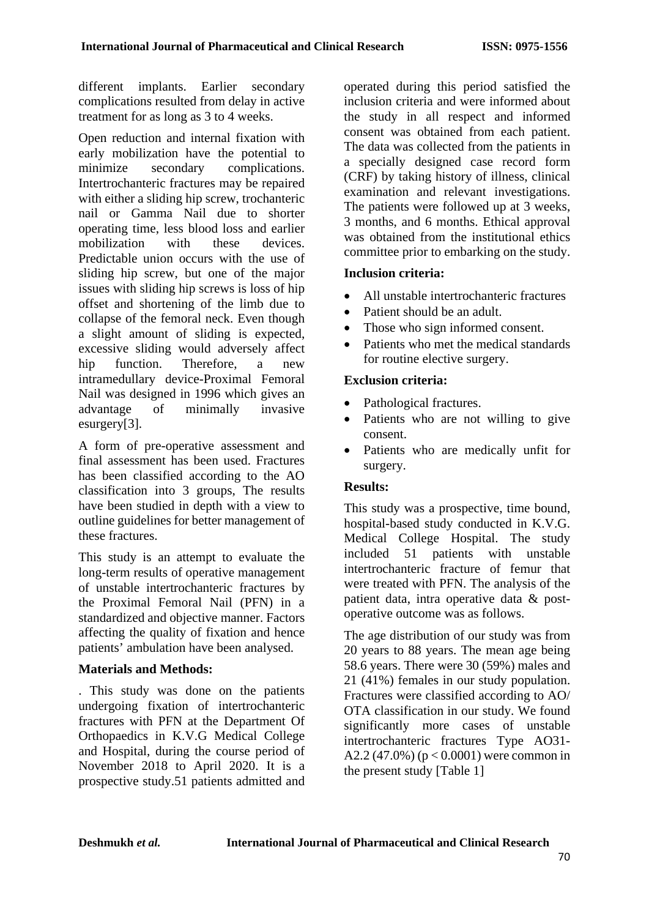different implants. Earlier secondary complications resulted from delay in active treatment for as long as 3 to 4 weeks.

Open reduction and internal fixation with early mobilization have the potential to minimize secondary complications. Intertrochanteric fractures may be repaired with either a sliding hip screw, trochanteric nail or Gamma Nail due to shorter operating time, less blood loss and earlier mobilization with these devices. Predictable union occurs with the use of sliding hip screw, but one of the major issues with sliding hip screws is loss of hip offset and shortening of the limb due to collapse of the femoral neck. Even though a slight amount of sliding is expected, excessive sliding would adversely affect hip function. Therefore, a new intramedullary device-Proximal Femoral Nail was designed in 1996 which gives an advantage of minimally invasive esurgery[3].

A form of pre-operative assessment and final assessment has been used. Fractures has been classified according to the AO classification into 3 groups, The results have been studied in depth with a view to outline guidelines for better management of these fractures.

This study is an attempt to evaluate the long-term results of operative management of unstable intertrochanteric fractures by the Proximal Femoral Nail (PFN) in a standardized and objective manner. Factors affecting the quality of fixation and hence patients' ambulation have been analysed.

### Materials and Methods:

. This study was done on the patients undergoing fixation of intertrochanteric fractures with PFN at the Department Of Orthopaedics in K.V.G Medical College and Hospital, during the course period of November 2018 to April 2020. It is a prospective study.51 patients admitted and operated during this period satisfied the inclusion criteria and were informed about the study in all respect and informed consent was obtained from each patient. The data was collected from the patients in a specially designed case record form (CRF) by taking history of illness, clinical examination and relevant investigations. The patients were followed up at 3 weeks, 3 months, and 6 months. Ethical approval was obtained from the institutional ethics committee prior to embarking on the study.

### Inclusion criteria:

- All unstable intertrochanteric fractures
- Patient should be an adult.
- Those who sign informed consent.
- Patients who met the medical standards for routine elective surgery.

### Exclusion criteria:

- Pathological fractures.
- Patients who are not willing to give consent.
- Patients who are medically unfit for surgery.

### Results:

This study was a prospective, time bound, hospital-based study conducted in K.V.G. Medical College Hospital. The study included 51 patients with unstable intertrochanteric fracture of femur that were treated with PFN. The analysis of the patient data, intra operative data & post-operative outcome was as follows.

The age distribution of our study was from 20 years to 88 years. The mean age being 58.6 years. There were 30 (59%) males and 21 (41%) females in our study population. Fractures were classified according to AO/ OTA classification in our study. We found significantly more cases of unstable intertrochanteric fractures Type AO31-A2.2 (47.0%) ($p < 0.0001$) were common in the present study [Table 1]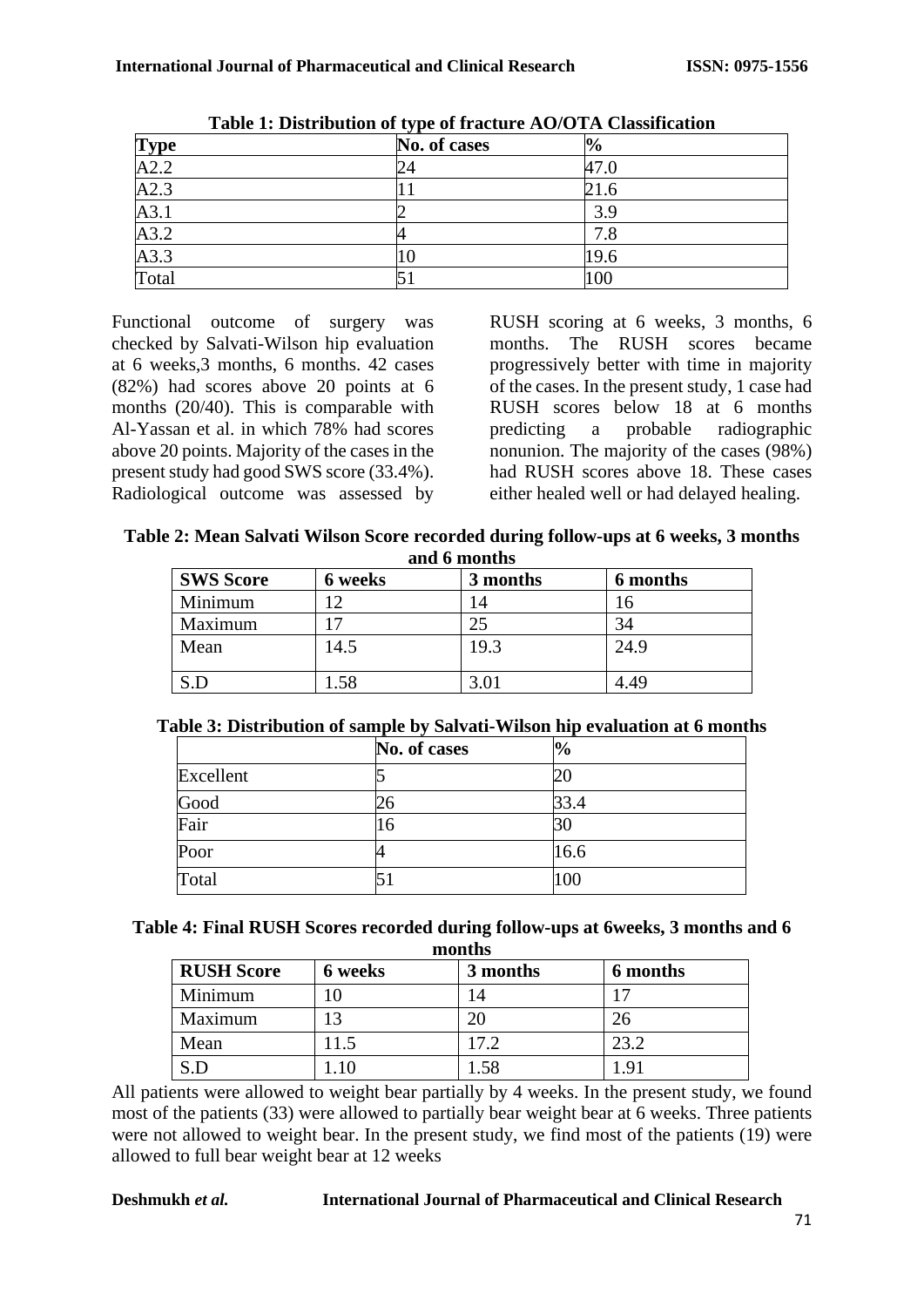**Table 1: Distribution of type of fracture AO/OTA Classification**

| Type | No. of cases | % |
|---|---|---|
| A2.2 | 24 | 47.0 |
| A2.3 | 11 | 21.6 |
| A3.1 | 2 | 3.9 |
| A3.2 | 4 | 7.8 |
| A3.3 | 10 | 19.6 |
| Total | 51 | 100 |

Functional outcome of surgery was checked by Salvati-Wilson hip evaluation at 6 weeks,3 months, 6 months. 42 cases (82%) had scores above 20 points at 6 months (20/40). This is comparable with Al-Yassan et al. in which 78% had scores above 20 points. Majority of the cases in the present study had good SWS score (33.4%). Radiological outcome was assessed by RUSH scoring at 6 weeks, 3 months, 6 months. The RUSH scores became progressively better with time in majority of the cases. In the present study, 1 case had RUSH scores below 18 at 6 months predicting a probable radiographic nonunion. The majority of the cases (98%) had RUSH scores above 18. These cases either healed well or had delayed healing.

**Table 2: Mean Salvati Wilson Score recorded during follow-ups at 6 weeks, 3 months and 6 months**

| SWS Score | 6 weeks | 3 months | 6 months |
|---|---|---|---|
| Minimum | 12 | 14 | 16 |
| Maximum | 17 | 25 | 34 |
| Mean | 14.5 | 19.3 | 24.9 |
| S.D | 1.58 | 3.01 | 4.49 |

**Table 3: Distribution of sample by Salvati-Wilson hip evaluation at 6 months**

| | No. of cases | % |
|---|---|---|
| Excellent | 5 | 20 |
| Good | 26 | 33.4 |
| Fair | 16 | 30 |
| Poor | 4 | 16.6 |
| Total | 51 | 100 |

**Table 4: Final RUSH Scores recorded during follow-ups at 6weeks, 3 months and 6 months**

| RUSH Score | 6 weeks | 3 months | 6 months |
|---|---|---|---|
| Minimum | 10 | 14 | 17 |
| Maximum | 13 | 20 | 26 |
| Mean | 11.5 | 17.2 | 23.2 |
| S.D | 1.10 | 1.58 | 1.91 |

All patients were allowed to weight bear partially by 4 weeks. In the present study, we found most of the patients (33) were allowed to partially bear weight bear at 6 weeks. Three patients were not allowed to weight bear. In the present study, we find most of the patients (19) were allowed to full bear weight bear at 12 weeks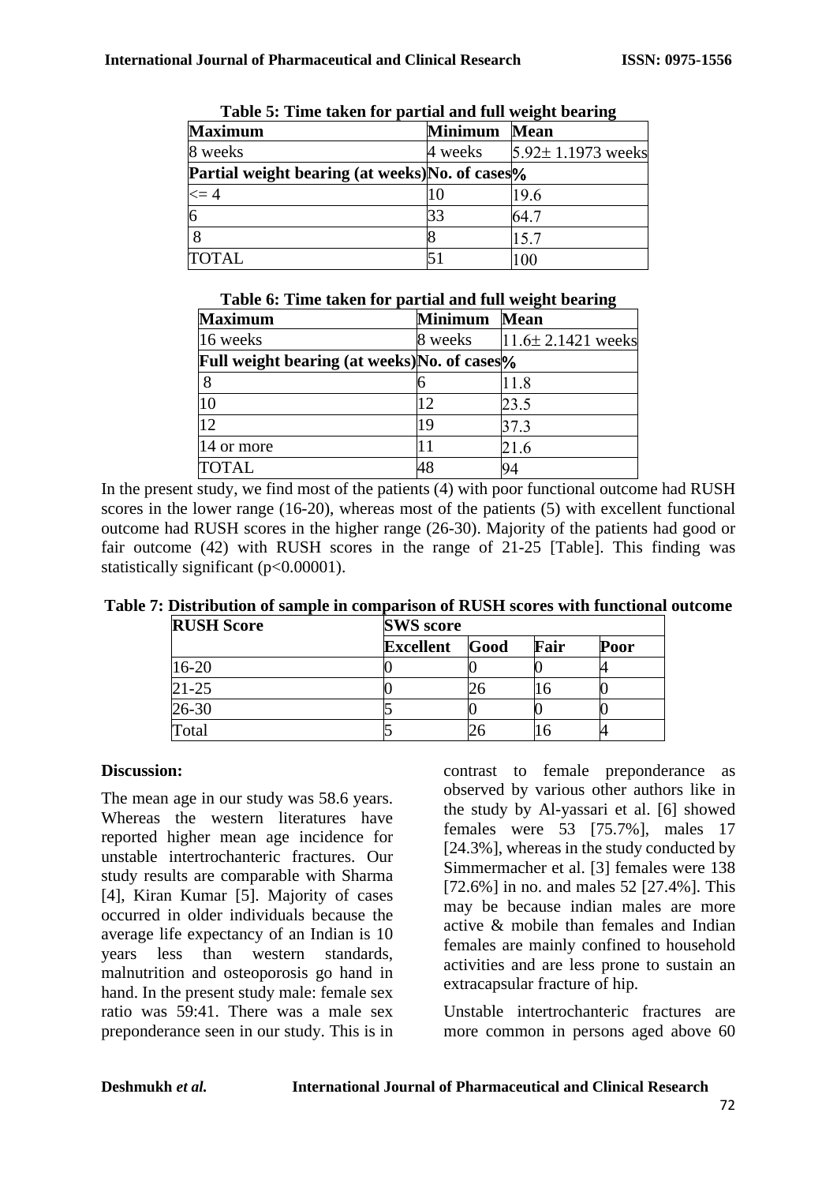**Table 5: Time taken for partial and full weight bearing**

| Maximum | Minimum | Mean |
|---|---|---|
| 8 weeks | 4 weeks | 5.92± 1.1973 weeks |
| **Partial weight bearing (at weeks)** | **No. of cases** | **%** |
| <= 4 | 10 | 19.6 |
| 6 | 33 | 64.7 |
| 8 | 8 | 15.7 |
| TOTAL | 51 | 100 |

**Table 6: Time taken for partial and full weight bearing**

| Maximum | Minimum | Mean |
|---|---|---|
| 16 weeks | 8 weeks | 11.6± 2.1421 weeks |
| **Full weight bearing (at weeks)** | **No. of cases** | **%** |
| 8 | 6 | 11.8 |
| 10 | 12 | 23.5 |
| 12 | 19 | 37.3 |
| 14 or more | 11 | 21.6 |
| TOTAL | 48 | 94 |

In the present study, we find most of the patients (4) with poor functional outcome had RUSH scores in the lower range (16-20), whereas most of the patients (5) with excellent functional outcome had RUSH scores in the higher range (26-30). Majority of the patients had good or fair outcome (42) with RUSH scores in the range of 21-25 [Table]. This finding was statistically significant (p<0.00001).

**Table 7: Distribution of sample in comparison of RUSH scores with functional outcome**

| RUSH Score | SWS score | | | |
|---|---|---|---|---|
| | **Excellent** | **Good** | **Fair** | **Poor** |
| 16-20 | 0 | 0 | 0 | 4 |
| 21-25 | 0 | 26 | 16 | 0 |
| 26-30 | 5 | 0 | 0 | 0 |
| Total | 5 | 26 | 16 | 4 |

**Discussion:**

The mean age in our study was 58.6 years. Whereas the western literatures have reported higher mean age incidence for unstable intertrochanteric fractures. Our study results are comparable with Sharma [4], Kiran Kumar [5]. Majority of cases occurred in older individuals because the average life expectancy of an Indian is 10 years less than western standards, malnutrition and osteoporosis go hand in hand. In the present study male: female sex ratio was 59:41. There was a male sex preponderance seen in our study. This is in contrast to female preponderance as observed by various other authors like in the study by Al-yassari et al. [6] showed females were 53 [75.7%], males 17 [24.3%], whereas in the study conducted by Simmermacher et al. [3] females were 138 [72.6%] in no. and males 52 [27.4%]. This may be because indian males are more active & mobile than females and Indian females are mainly confined to household activities and are less prone to sustain an extracapsular fracture of hip.

Unstable intertrochanteric fractures are more common in persons aged above 60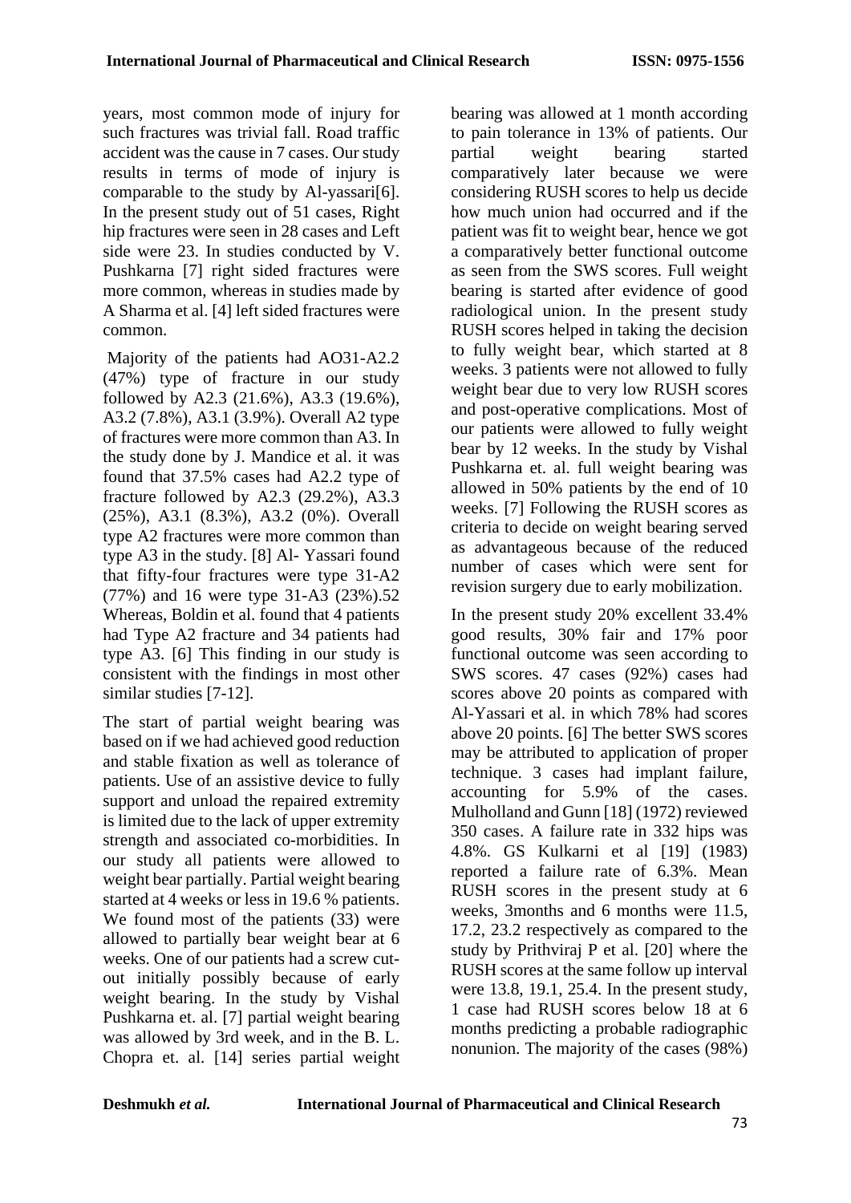years, most common mode of injury for such fractures was trivial fall. Road traffic accident was the cause in 7 cases. Our study results in terms of mode of injury is comparable to the study by Al-yassari[6]. In the present study out of 51 cases, Right hip fractures were seen in 28 cases and Left side were 23. In studies conducted by V. Pushkarna [7] right sided fractures were more common, whereas in studies made by A Sharma et al. [4] left sided fractures were common.

Majority of the patients had AO31-A2.2 (47%) type of fracture in our study followed by A2.3 (21.6%), A3.3 (19.6%), A3.2 (7.8%), A3.1 (3.9%). Overall A2 type of fractures were more common than A3. In the study done by J. Mandice et al. it was found that 37.5% cases had A2.2 type of fracture followed by A2.3 (29.2%), A3.3 (25%), A3.1 (8.3%), A3.2 (0%). Overall type A2 fractures were more common than type A3 in the study. [8] Al- Yassari found that fifty-four fractures were type 31-A2 (77%) and 16 were type 31-A3 (23%).52 Whereas, Boldin et al. found that 4 patients had Type A2 fracture and 34 patients had type A3. [6] This finding in our study is consistent with the findings in most other similar studies [7-12].

The start of partial weight bearing was based on if we had achieved good reduction and stable fixation as well as tolerance of patients. Use of an assistive device to fully support and unload the repaired extremity is limited due to the lack of upper extremity strength and associated co-morbidities. In our study all patients were allowed to weight bear partially. Partial weight bearing started at 4 weeks or less in 19.6 % patients. We found most of the patients (33) were allowed to partially bear weight bear at 6 weeks. One of our patients had a screw cut-out initially possibly because of early weight bearing. In the study by Vishal Pushkarna et. al. [7] partial weight bearing was allowed by 3rd week, and in the B. L. Chopra et. al. [14] series partial weight bearing was allowed at 1 month according to pain tolerance in 13% of patients. Our partial weight bearing started comparatively later because we were considering RUSH scores to help us decide how much union had occurred and if the patient was fit to weight bear, hence we got a comparatively better functional outcome as seen from the SWS scores. Full weight bearing is started after evidence of good radiological union. In the present study RUSH scores helped in taking the decision to fully weight bear, which started at 8 weeks. 3 patients were not allowed to fully weight bear due to very low RUSH scores and post-operative complications. Most of our patients were allowed to fully weight bear by 12 weeks. In the study by Vishal Pushkarna et. al. full weight bearing was allowed in 50% patients by the end of 10 weeks. [7] Following the RUSH scores as criteria to decide on weight bearing served as advantageous because of the reduced number of cases which were sent for revision surgery due to early mobilization.

In the present study 20% excellent 33.4% good results, 30% fair and 17% poor functional outcome was seen according to SWS scores. 47 cases (92%) cases had scores above 20 points as compared with Al-Yassari et al. in which 78% had scores above 20 points. [6] The better SWS scores may be attributed to application of proper technique. 3 cases had implant failure, accounting for 5.9% of the cases. Mulholland and Gunn [18] (1972) reviewed 350 cases. A failure rate in 332 hips was 4.8%. GS Kulkarni et al [19] (1983) reported a failure rate of 6.3%. Mean RUSH scores in the present study at 6 weeks, 3months and 6 months were 11.5, 17.2, 23.2 respectively as compared to the study by Prithviraj P et al. [20] where the RUSH scores at the same follow up interval were 13.8, 19.1, 25.4. In the present study, 1 case had RUSH scores below 18 at 6 months predicting a probable radiographic nonunion. The majority of the cases (98%)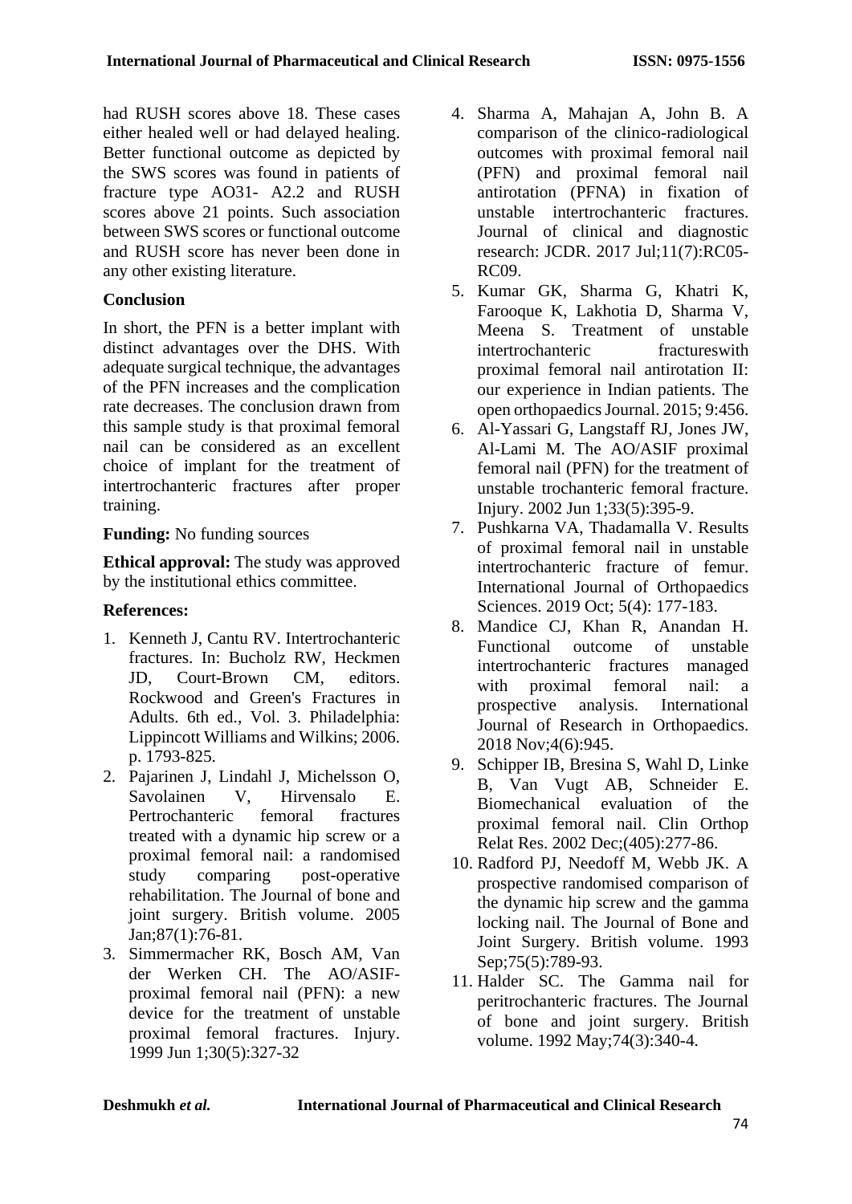had RUSH scores above 18. These cases either healed well or had delayed healing. Better functional outcome as depicted by the SWS scores was found in patients of fracture type AO31- A2.2 and RUSH scores above 21 points. Such association between SWS scores or functional outcome and RUSH score has never been done in any other existing literature.

## Conclusion

In short, the PFN is a better implant with distinct advantages over the DHS. With adequate surgical technique, the advantages of the PFN increases and the complication rate decreases. The conclusion drawn from this sample study is that proximal femoral nail can be considered as an excellent choice of implant for the treatment of intertrochanteric fractures after proper training.

**Funding:** No funding sources

**Ethical approval:** The study was approved by the institutional ethics committee.

## References:

1. Kenneth J, Cantu RV. Intertrochanteric fractures. In: Bucholz RW, Heckmen JD, Court-Brown CM, editors. Rockwood and Green's Fractures in Adults. 6th ed., Vol. 3. Philadelphia: Lippincott Williams and Wilkins; 2006. p. 1793-825.
2. Pajarinen J, Lindahl J, Michelsson O, Savolainen V, Hirvensalo E. Pertrochanteric femoral fractures treated with a dynamic hip screw or a proximal femoral nail: a randomised study comparing post-operative rehabilitation. The Journal of bone and joint surgery. British volume. 2005 Jan;87(1):76-81.
3. Simmermacher RK, Bosch AM, Van der Werken CH. The AO/ASIF-proximal femoral nail (PFN): a new device for the treatment of unstable proximal femoral fractures. Injury. 1999 Jun 1;30(5):327-32
4. Sharma A, Mahajan A, John B. A comparison of the clinico-radiological outcomes with proximal femoral nail (PFN) and proximal femoral nail antirotation (PFNA) in fixation of unstable intertrochanteric fractures. Journal of clinical and diagnostic research: JCDR. 2017 Jul;11(7):RC05-RC09.
5. Kumar GK, Sharma G, Khatri K, Farooque K, Lakhotia D, Sharma V, Meena S. Treatment of unstable intertrochanteric fractureswith proximal femoral nail antirotation II: our experience in Indian patients. The open orthopaedics Journal. 2015; 9:456.
6. Al-Yassari G, Langstaff RJ, Jones JW, Al-Lami M. The AO/ASIF proximal femoral nail (PFN) for the treatment of unstable trochanteric femoral fracture. Injury. 2002 Jun 1;33(5):395-9.
7. Pushkarna VA, Thadamalla V. Results of proximal femoral nail in unstable intertrochanteric fracture of femur. International Journal of Orthopaedics Sciences. 2019 Oct; 5(4): 177-183.
8. Mandice CJ, Khan R, Anandan H. Functional outcome of unstable intertrochanteric fractures managed with proximal femoral nail: a prospective analysis. International Journal of Research in Orthopaedics. 2018 Nov;4(6):945.
9. Schipper IB, Bresina S, Wahl D, Linke B, Van Vugt AB, Schneider E. Biomechanical evaluation of the proximal femoral nail. Clin Orthop Relat Res. 2002 Dec;(405):277-86.
10. Radford PJ, Needoff M, Webb JK. A prospective randomised comparison of the dynamic hip screw and the gamma locking nail. The Journal of Bone and Joint Surgery. British volume. 1993 Sep;75(5):789-93.
11. Halder SC. The Gamma nail for peritrochanteric fractures. The Journal of bone and joint surgery. British volume. 1992 May;74(3):340-4.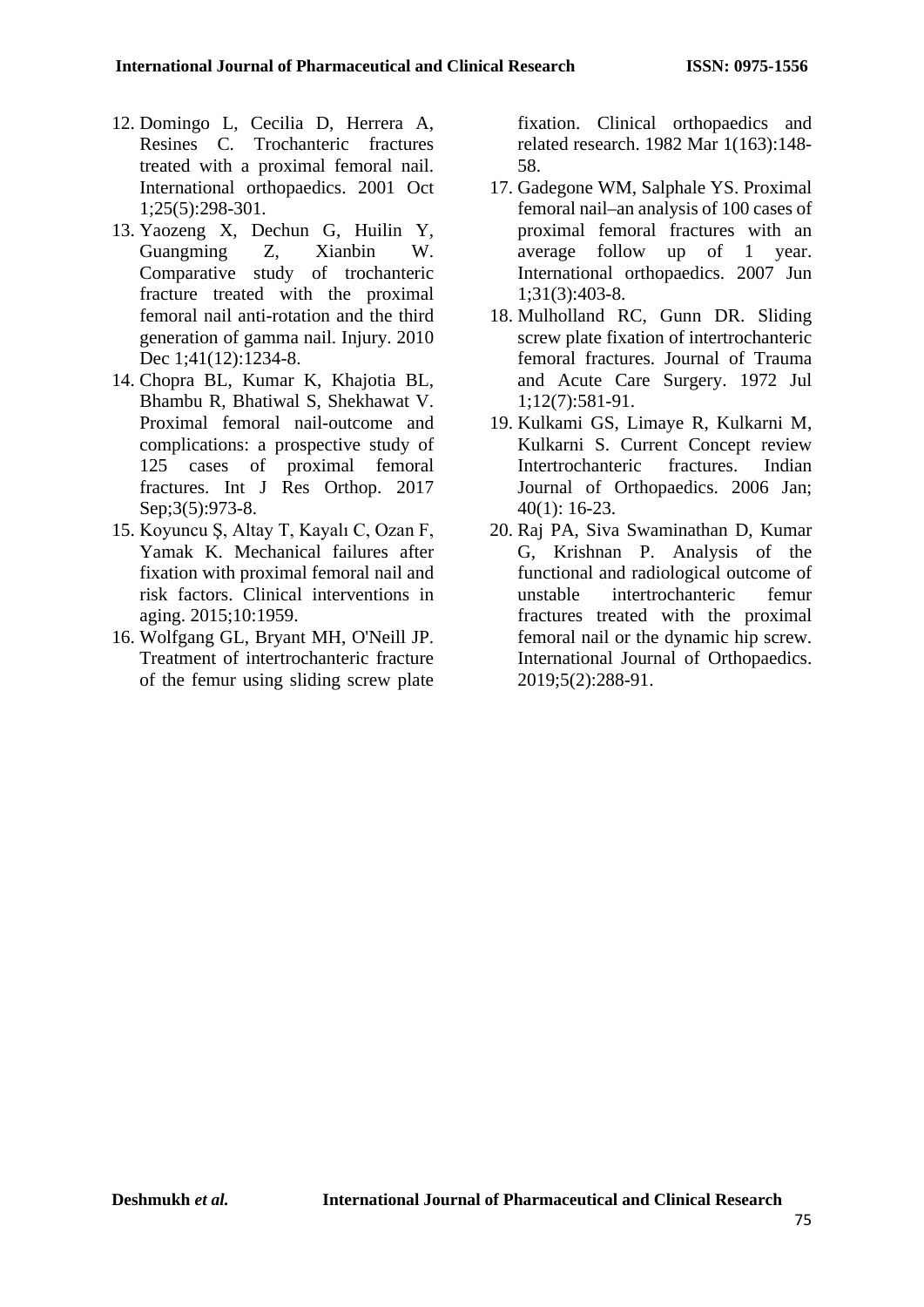12. Domingo L, Cecilia D, Herrera A, Resines C. Trochanteric fractures treated with a proximal femoral nail. International orthopaedics. 2001 Oct 1;25(5):298-301.
13. Yaozeng X, Dechun G, Huilin Y, Guangming Z, Xianbin W. Comparative study of trochanteric fracture treated with the proximal femoral nail anti-rotation and the third generation of gamma nail. Injury. 2010 Dec 1;41(12):1234-8.
14. Chopra BL, Kumar K, Khajotia BL, Bhambu R, Bhatiwal S, Shekhawat V. Proximal femoral nail-outcome and complications: a prospective study of 125 cases of proximal femoral fractures. Int J Res Orthop. 2017 Sep;3(5):973-8.
15. Koyuncu Ş, Altay T, Kayalı C, Ozan F, Yamak K. Mechanical failures after fixation with proximal femoral nail and risk factors. Clinical interventions in aging. 2015;10:1959.
16. Wolfgang GL, Bryant MH, O'Neill JP. Treatment of intertrochanteric fracture of the femur using sliding screw plate fixation. Clinical orthopaedics and related research. 1982 Mar 1(163):148-58.
17. Gadegone WM, Salphale YS. Proximal femoral nail–an analysis of 100 cases of proximal femoral fractures with an average follow up of 1 year. International orthopaedics. 2007 Jun 1;31(3):403-8.
18. Mulholland RC, Gunn DR. Sliding screw plate fixation of intertrochanteric femoral fractures. Journal of Trauma and Acute Care Surgery. 1972 Jul 1;12(7):581-91.
19. Kulkami GS, Limaye R, Kulkarni M, Kulkarni S. Current Concept review Intertrochanteric fractures. Indian Journal of Orthopaedics. 2006 Jan; 40(1): 16-23.
20. Raj PA, Siva Swaminathan D, Kumar G, Krishnan P. Analysis of the functional and radiological outcome of unstable intertrochanteric femur fractures treated with the proximal femoral nail or the dynamic hip screw. International Journal of Orthopaedics. 2019;5(2):288-91.